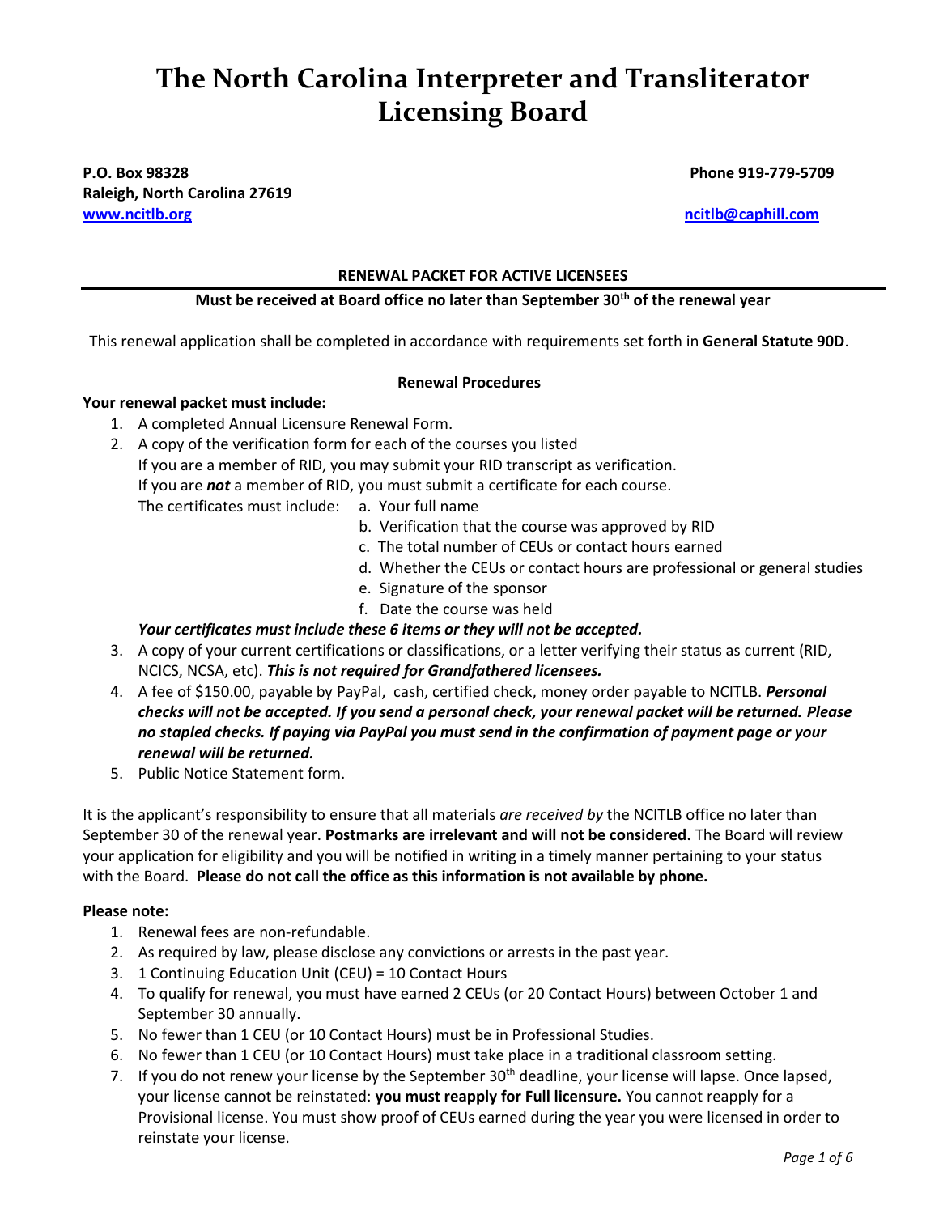# The North Carolina Interpreter and Transliterator Licensing Board

**P.O. Box 98328**
**Raleigh, North Carolina 27619**
**www.ncitlb.org**

**Phone 919-779-5709**
**ncitlb@caphill.com**

**RENEWAL PACKET FOR ACTIVE LICENSEES**

**Must be received at Board office no later than September 30th of the renewal year**

This renewal application shall be completed in accordance with requirements set forth in **General Statute 90D**.

**Renewal Procedures**

**Your renewal packet must include:**

1. A completed Annual Licensure Renewal Form.
2. A copy of the verification form for each of the courses you listed
   If you are a member of RID, you may submit your RID transcript as verification.
   If you are ***not*** a member of RID, you must submit a certificate for each course.
   The certificates must include:
   a. Your full name
   b. Verification that the course was approved by RID
   c. The total number of CEUs or contact hours earned
   d. Whether the CEUs or contact hours are professional or general studies
   e. Signature of the sponsor
   f. Date the course was held

   ***Your certificates must include these 6 items or they will not be accepted.***
3. A copy of your current certifications or classifications, or a letter verifying their status as current (RID, NCICS, NCSA, etc). ***This is not required for Grandfathered licensees.***
4. A fee of $150.00, payable by PayPal, cash, certified check, money order payable to NCITLB. ***Personal checks will not be accepted. If you send a personal check, your renewal packet will be returned. Please no stapled checks. If paying via PayPal you must send in the confirmation of payment page or your renewal will be returned.***
5. Public Notice Statement form.

It is the applicant's responsibility to ensure that all materials *are received by* the NCITLB office no later than September 30 of the renewal year. **Postmarks are irrelevant and will not be considered.** The Board will review your application for eligibility and you will be notified in writing in a timely manner pertaining to your status with the Board. **Please do not call the office as this information is not available by phone.**

**Please note:**

1. Renewal fees are non-refundable.
2. As required by law, please disclose any convictions or arrests in the past year.
3. 1 Continuing Education Unit (CEU) = 10 Contact Hours
4. To qualify for renewal, you must have earned 2 CEUs (or 20 Contact Hours) between October 1 and September 30 annually.
5. No fewer than 1 CEU (or 10 Contact Hours) must be in Professional Studies.
6. No fewer than 1 CEU (or 10 Contact Hours) must take place in a traditional classroom setting.
7. If you do not renew your license by the September 30th deadline, your license will lapse. Once lapsed, your license cannot be reinstated: **you must reapply for Full licensure.** You cannot reapply for a Provisional license. You must show proof of CEUs earned during the year you were licensed in order to reinstate your license.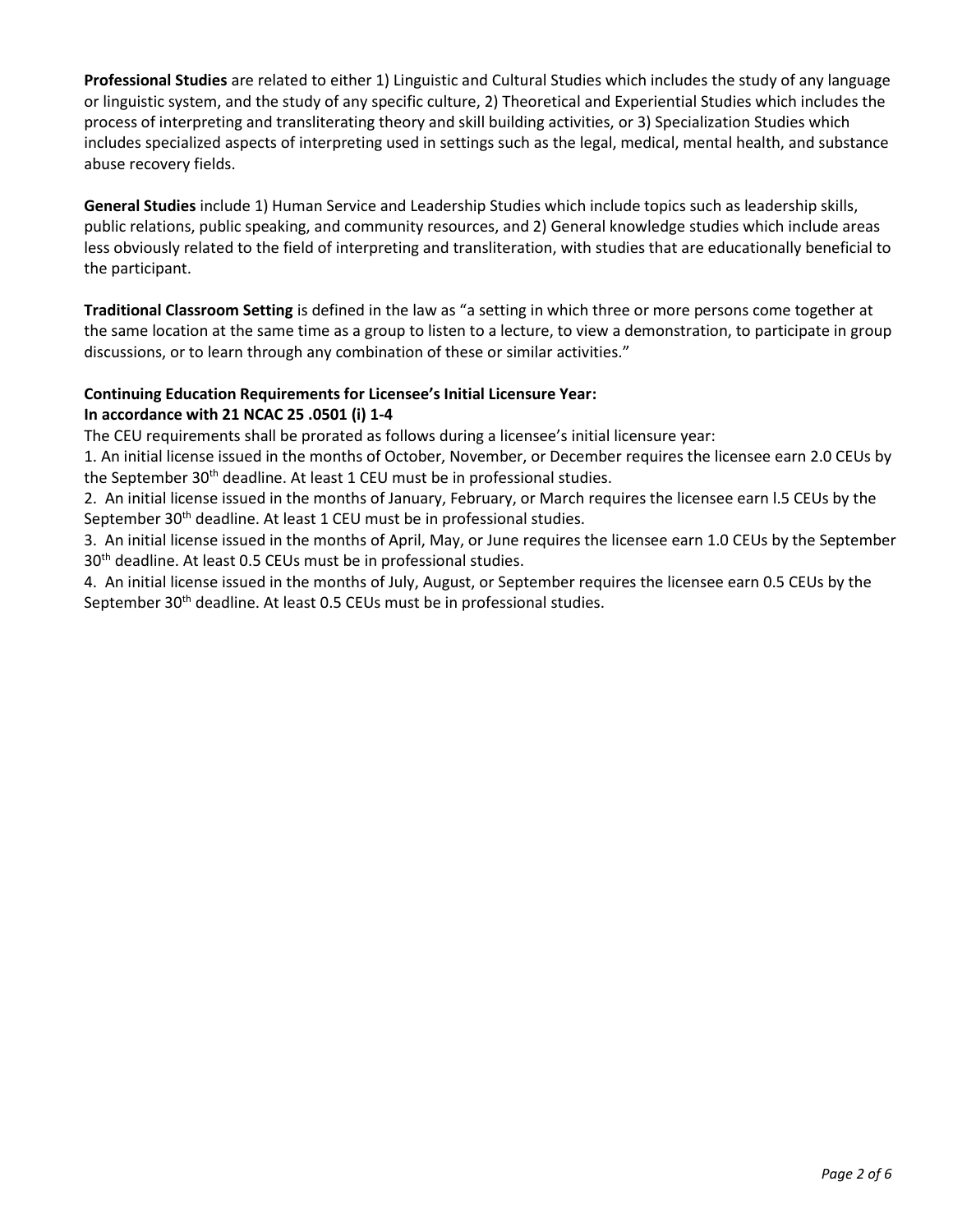**Professional Studies** are related to either 1) Linguistic and Cultural Studies which includes the study of any language or linguistic system, and the study of any specific culture, 2) Theoretical and Experiential Studies which includes the process of interpreting and transliterating theory and skill building activities, or 3) Specialization Studies which includes specialized aspects of interpreting used in settings such as the legal, medical, mental health, and substance abuse recovery fields.

**General Studies** include 1) Human Service and Leadership Studies which include topics such as leadership skills, public relations, public speaking, and community resources, and 2) General knowledge studies which include areas less obviously related to the field of interpreting and transliteration, with studies that are educationally beneficial to the participant.

**Traditional Classroom Setting** is defined in the law as "a setting in which three or more persons come together at the same location at the same time as a group to listen to a lecture, to view a demonstration, to participate in group discussions, or to learn through any combination of these or similar activities."

**Continuing Education Requirements for Licensee's Initial Licensure Year:**
**In accordance with 21 NCAC 25 .0501 (i) 1-4**

The CEU requirements shall be prorated as follows during a licensee's initial licensure year:

1. An initial license issued in the months of October, November, or December requires the licensee earn 2.0 CEUs by the September 30th deadline. At least 1 CEU must be in professional studies.
2. An initial license issued in the months of January, February, or March requires the licensee earn l.5 CEUs by the September 30th deadline. At least 1 CEU must be in professional studies.
3. An initial license issued in the months of April, May, or June requires the licensee earn 1.0 CEUs by the September 30th deadline. At least 0.5 CEUs must be in professional studies.
4. An initial license issued in the months of July, August, or September requires the licensee earn 0.5 CEUs by the September 30th deadline. At least 0.5 CEUs must be in professional studies.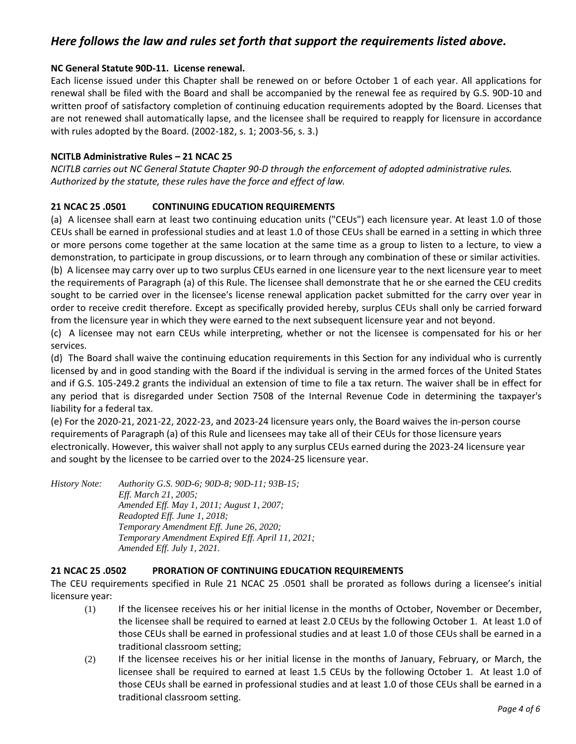## *Here follows the law and rules set forth that support the requirements listed above.*

**NC General Statute 90D-11. License renewal.**

Each license issued under this Chapter shall be renewed on or before October 1 of each year. All applications for renewal shall be filed with the Board and shall be accompanied by the renewal fee as required by G.S. 90D-10 and written proof of satisfactory completion of continuing education requirements adopted by the Board. Licenses that are not renewed shall automatically lapse, and the licensee shall be required to reapply for licensure in accordance with rules adopted by the Board. (2002-182, s. 1; 2003-56, s. 3.)

**NCITLB Administrative Rules – 21 NCAC 25**

*NCITLB carries out NC General Statute Chapter 90-D through the enforcement of adopted administrative rules. Authorized by the statute, these rules have the force and effect of law.*

**21 NCAC 25 .0501 CONTINUING EDUCATION REQUIREMENTS**

(a) A licensee shall earn at least two continuing education units ("CEUs") each licensure year. At least 1.0 of those CEUs shall be earned in professional studies and at least 1.0 of those CEUs shall be earned in a setting in which three or more persons come together at the same location at the same time as a group to listen to a lecture, to view a demonstration, to participate in group discussions, or to learn through any combination of these or similar activities.

(b) A licensee may carry over up to two surplus CEUs earned in one licensure year to the next licensure year to meet the requirements of Paragraph (a) of this Rule. The licensee shall demonstrate that he or she earned the CEU credits sought to be carried over in the licensee's license renewal application packet submitted for the carry over year in order to receive credit therefore. Except as specifically provided hereby, surplus CEUs shall only be carried forward from the licensure year in which they were earned to the next subsequent licensure year and not beyond.

(c) A licensee may not earn CEUs while interpreting, whether or not the licensee is compensated for his or her services.

(d) The Board shall waive the continuing education requirements in this Section for any individual who is currently licensed by and in good standing with the Board if the individual is serving in the armed forces of the United States and if G.S. 105-249.2 grants the individual an extension of time to file a tax return. The waiver shall be in effect for any period that is disregarded under Section 7508 of the Internal Revenue Code in determining the taxpayer's liability for a federal tax.

(e) For the 2020-21, 2021-22, 2022-23, and 2023-24 licensure years only, the Board waives the in-person course requirements of Paragraph (a) of this Rule and licensees may take all of their CEUs for those licensure years electronically. However, this waiver shall not apply to any surplus CEUs earned during the 2023-24 licensure year and sought by the licensee to be carried over to the 2024-25 licensure year.

*History Note: Authority G.S. 90D-6; 90D-8; 90D-11; 93B-15;*
*Eff. March 21, 2005;*
*Amended Eff. May 1, 2011; August 1, 2007;*
*Readopted Eff. June 1, 2018;*
*Temporary Amendment Eff. June 26, 2020;*
*Temporary Amendment Expired Eff. April 11, 2021;*
*Amended Eff. July 1, 2021.*

**21 NCAC 25 .0502 PRORATION OF CONTINUING EDUCATION REQUIREMENTS**

The CEU requirements specified in Rule 21 NCAC 25 .0501 shall be prorated as follows during a licensee's initial licensure year:

(1) If the licensee receives his or her initial license in the months of October, November or December, the licensee shall be required to earned at least 2.0 CEUs by the following October 1. At least 1.0 of those CEUs shall be earned in professional studies and at least 1.0 of those CEUs shall be earned in a traditional classroom setting;

(2) If the licensee receives his or her initial license in the months of January, February, or March, the licensee shall be required to earned at least 1.5 CEUs by the following October 1. At least 1.0 of those CEUs shall be earned in professional studies and at least 1.0 of those CEUs shall be earned in a traditional classroom setting.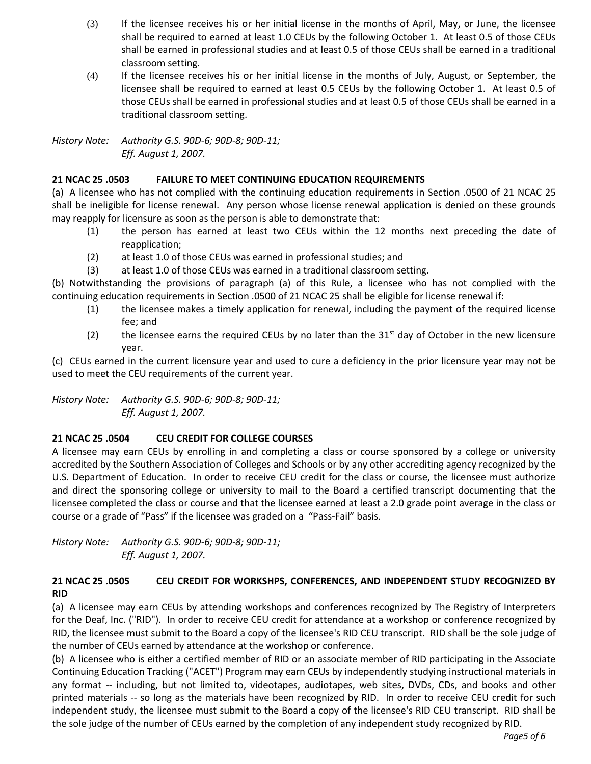(3) If the licensee receives his or her initial license in the months of April, May, or June, the licensee shall be required to earned at least 1.0 CEUs by the following October 1. At least 0.5 of those CEUs shall be earned in professional studies and at least 0.5 of those CEUs shall be earned in a traditional classroom setting.

(4) If the licensee receives his or her initial license in the months of July, August, or September, the licensee shall be required to earned at least 0.5 CEUs by the following October 1. At least 0.5 of those CEUs shall be earned in professional studies and at least 0.5 of those CEUs shall be earned in a traditional classroom setting.

*History Note: Authority G.S. 90D-6; 90D-8; 90D-11;*
*Eff. August 1, 2007.*

**21 NCAC 25 .0503 FAILURE TO MEET CONTINUING EDUCATION REQUIREMENTS**

(a) A licensee who has not complied with the continuing education requirements in Section .0500 of 21 NCAC 25 shall be ineligible for license renewal. Any person whose license renewal application is denied on these grounds may reapply for licensure as soon as the person is able to demonstrate that:

(1) the person has earned at least two CEUs within the 12 months next preceding the date of reapplication;

(2) at least 1.0 of those CEUs was earned in professional studies; and

(3) at least 1.0 of those CEUs was earned in a traditional classroom setting.

(b) Notwithstanding the provisions of paragraph (a) of this Rule, a licensee who has not complied with the continuing education requirements in Section .0500 of 21 NCAC 25 shall be eligible for license renewal if:

(1) the licensee makes a timely application for renewal, including the payment of the required license fee; and

(2) the licensee earns the required CEUs by no later than the 31st day of October in the new licensure year.

(c) CEUs earned in the current licensure year and used to cure a deficiency in the prior licensure year may not be used to meet the CEU requirements of the current year.

*History Note: Authority G.S. 90D-6; 90D-8; 90D-11;*
*Eff. August 1, 2007.*

**21 NCAC 25 .0504 CEU CREDIT FOR COLLEGE COURSES**

A licensee may earn CEUs by enrolling in and completing a class or course sponsored by a college or university accredited by the Southern Association of Colleges and Schools or by any other accrediting agency recognized by the U.S. Department of Education. In order to receive CEU credit for the class or course, the licensee must authorize and direct the sponsoring college or university to mail to the Board a certified transcript documenting that the licensee completed the class or course and that the licensee earned at least a 2.0 grade point average in the class or course or a grade of "Pass" if the licensee was graded on a "Pass-Fail" basis.

*History Note: Authority G.S. 90D-6; 90D-8; 90D-11;*
*Eff. August 1, 2007.*

**21 NCAC 25 .0505 CEU CREDIT FOR WORKSHPS, CONFERENCES, AND INDEPENDENT STUDY RECOGNIZED BY RID**

(a) A licensee may earn CEUs by attending workshops and conferences recognized by The Registry of Interpreters for the Deaf, Inc. ("RID"). In order to receive CEU credit for attendance at a workshop or conference recognized by RID, the licensee must submit to the Board a copy of the licensee's RID CEU transcript. RID shall be the sole judge of the number of CEUs earned by attendance at the workshop or conference.

(b) A licensee who is either a certified member of RID or an associate member of RID participating in the Associate Continuing Education Tracking ("ACET") Program may earn CEUs by independently studying instructional materials in any format -- including, but not limited to, videotapes, audiotapes, web sites, DVDs, CDs, and books and other printed materials -- so long as the materials have been recognized by RID. In order to receive CEU credit for such independent study, the licensee must submit to the Board a copy of the licensee's RID CEU transcript. RID shall be the sole judge of the number of CEUs earned by the completion of any independent study recognized by RID.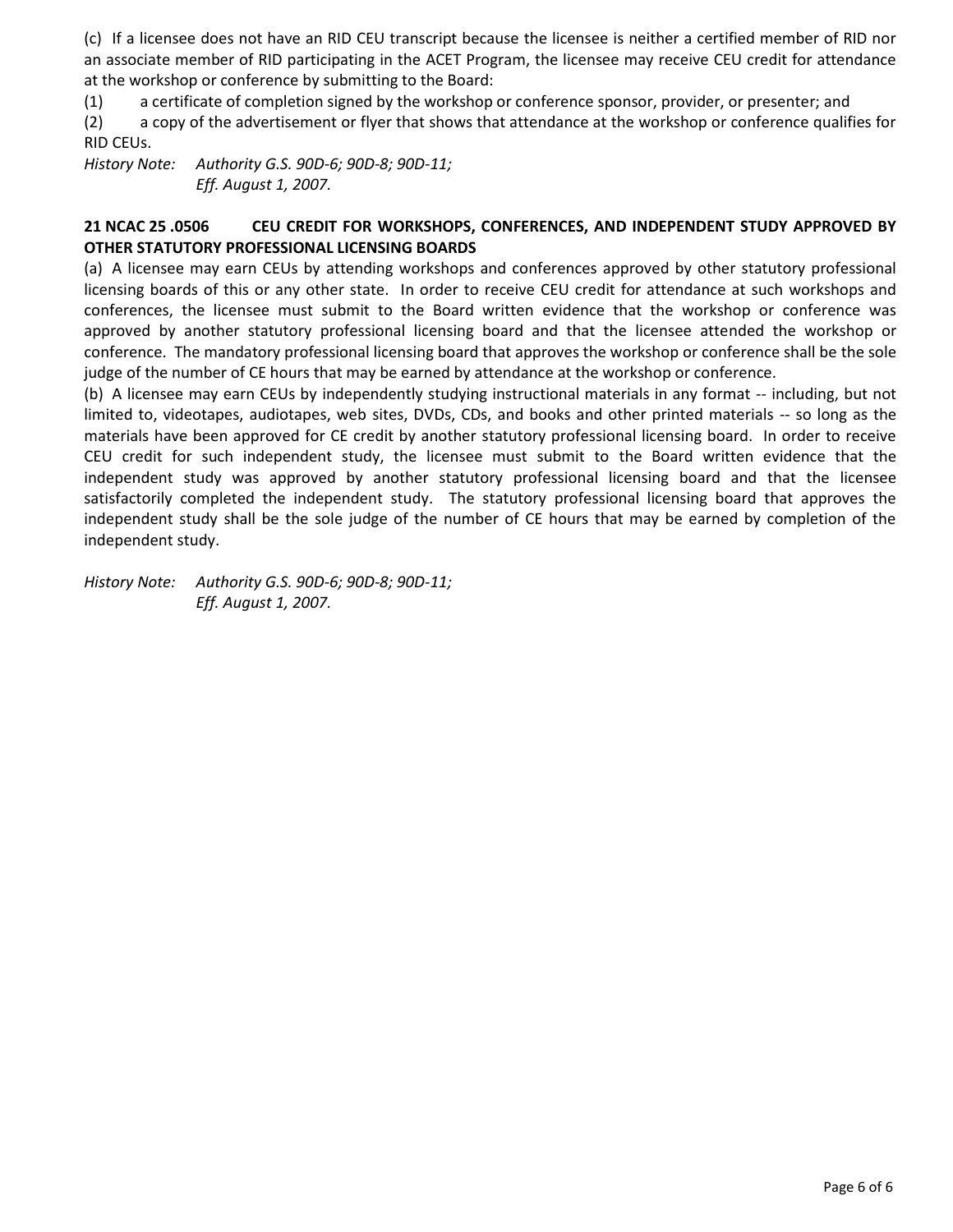(c) If a licensee does not have an RID CEU transcript because the licensee is neither a certified member of RID nor an associate member of RID participating in the ACET Program, the licensee may receive CEU credit for attendance at the workshop or conference by submitting to the Board:

(1) a certificate of completion signed by the workshop or conference sponsor, provider, or presenter; and

(2) a copy of the advertisement or flyer that shows that attendance at the workshop or conference qualifies for RID CEUs.

*History Note: Authority G.S. 90D-6; 90D-8; 90D-11;*
*Eff. August 1, 2007.*

**21 NCAC 25 .0506 CEU CREDIT FOR WORKSHOPS, CONFERENCES, AND INDEPENDENT STUDY APPROVED BY OTHER STATUTORY PROFESSIONAL LICENSING BOARDS**

(a) A licensee may earn CEUs by attending workshops and conferences approved by other statutory professional licensing boards of this or any other state. In order to receive CEU credit for attendance at such workshops and conferences, the licensee must submit to the Board written evidence that the workshop or conference was approved by another statutory professional licensing board and that the licensee attended the workshop or conference. The mandatory professional licensing board that approves the workshop or conference shall be the sole judge of the number of CE hours that may be earned by attendance at the workshop or conference.

(b) A licensee may earn CEUs by independently studying instructional materials in any format -- including, but not limited to, videotapes, audiotapes, web sites, DVDs, CDs, and books and other printed materials -- so long as the materials have been approved for CE credit by another statutory professional licensing board. In order to receive CEU credit for such independent study, the licensee must submit to the Board written evidence that the independent study was approved by another statutory professional licensing board and that the licensee satisfactorily completed the independent study. The statutory professional licensing board that approves the independent study shall be the sole judge of the number of CE hours that may be earned by completion of the independent study.

*History Note: Authority G.S. 90D-6; 90D-8; 90D-11;*
*Eff. August 1, 2007.*